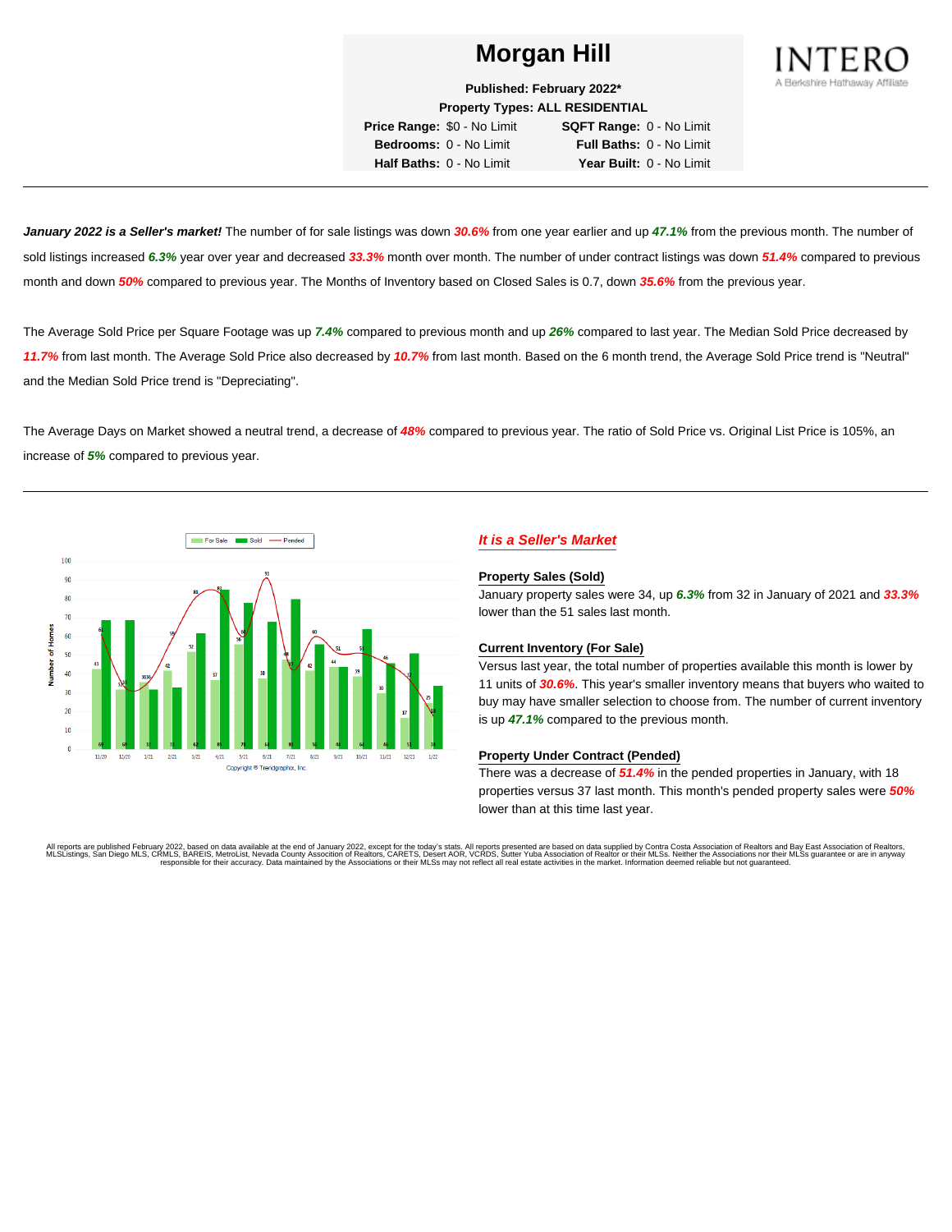# Morgan Hill

**Published: February 2022***

**Property Types: ALL RESIDENTIAL**

| | | | |
|---|---|---|---|
| **Price Range:** | $0 - No Limit | **SQFT Range:** | 0 - No Limit |
| **Bedrooms:** | 0 - No Limit | **Full Baths:** | 0 - No Limit |
| **Half Baths:** | 0 - No Limit | **Year Built:** | 0 - No Limit |

INTERO
A Berkshire Hathaway Affiliate

---

***January 2022 is a Seller's market!*** The number of for sale listings was down ***30.6%*** from one year earlier and up ***47.1%*** from the previous month. The number of sold listings increased ***6.3%*** year over year and decreased ***33.3%*** month over month. The number of under contract listings was down ***51.4%*** compared to previous month and down ***50%*** compared to previous year. The Months of Inventory based on Closed Sales is 0.7, down ***35.6%*** from the previous year.

The Average Sold Price per Square Footage was up ***7.4%*** compared to previous month and up ***26%*** compared to last year. The Median Sold Price decreased by ***11.7%*** from last month. The Average Sold Price also decreased by ***10.7%*** from last month. Based on the 6 month trend, the Average Sold Price trend is "Neutral" and the Median Sold Price trend is "Depreciating".

The Average Days on Market showed a neutral trend, a decrease of ***48%*** compared to previous year. The ratio of Sold Price vs. Original List Price is 105%, an increase of ***5%*** compared to previous year.

---

| Month | For Sale | Sold | Pended |
|---|---|---|---|
| 11/20 | 43 | 69 | 61 |
| 12/20 | 32 | 69 | 34 |
| 1/21 | 36 | 32 | 30 |
| 2/21 | 42 | 33 | 58 |
| 3/21 | 52 | 62 | 84 |
| 4/21 | 37 | 85 | 83 |
| 5/21 | 56 | 78 | 60 |
| 6/21 | 38 | 68 | 91 |
| 7/21 | 48 | 80 | 43 |
| 8/21 | 42 | 56 | 60 |
| 9/21 | 44 | 44 | 51 |
| 10/21 | 39 | 64 | 51 |
| 11/21 | 30 | 46 | 46 |
| 12/21 | 17 | 51 | 37 |
| 1/22 | 25 | 34 | 18 |

Copyright © Trendgraphix, Inc.

## *It is a Seller's Market*

**Property Sales (Sold)**

January property sales were 34, up ***6.3%*** from 32 in January of 2021 and ***33.3%*** lower than the 51 sales last month.

**Current Inventory (For Sale)**

Versus last year, the total number of properties available this month is lower by 11 units of ***30.6%***. This year's smaller inventory means that buyers who waited to buy may have smaller selection to choose from. The number of current inventory is up ***47.1%*** compared to the previous month.

**Property Under Contract (Pended)**

There was a decrease of ***51.4%*** in the pended properties in January, with 18 properties versus 37 last month. This month's pended property sales were ***50%*** lower than at this time last year.

All reports are published February 2022, based on data available at the end of January 2022, except for the today's stats. All reports presented are based on data supplied by Contra Costa Association of Realtors and Bay East Association of Realtors, MLSListings, San Diego MLS, CRMLS, BAREIS, MetroList, Nevada County Association of Realtors, CARETS, Desert AOR, VCRDS, Sutter Yuba Association of Realtor or their MLSs. Neither the Associations nor their MLSs guarantee or are in anyway responsible for their accuracy. Data maintained by the Associations or their MLSs may not reflect all real estate activities in the market. Information deemed reliable but not guaranteed.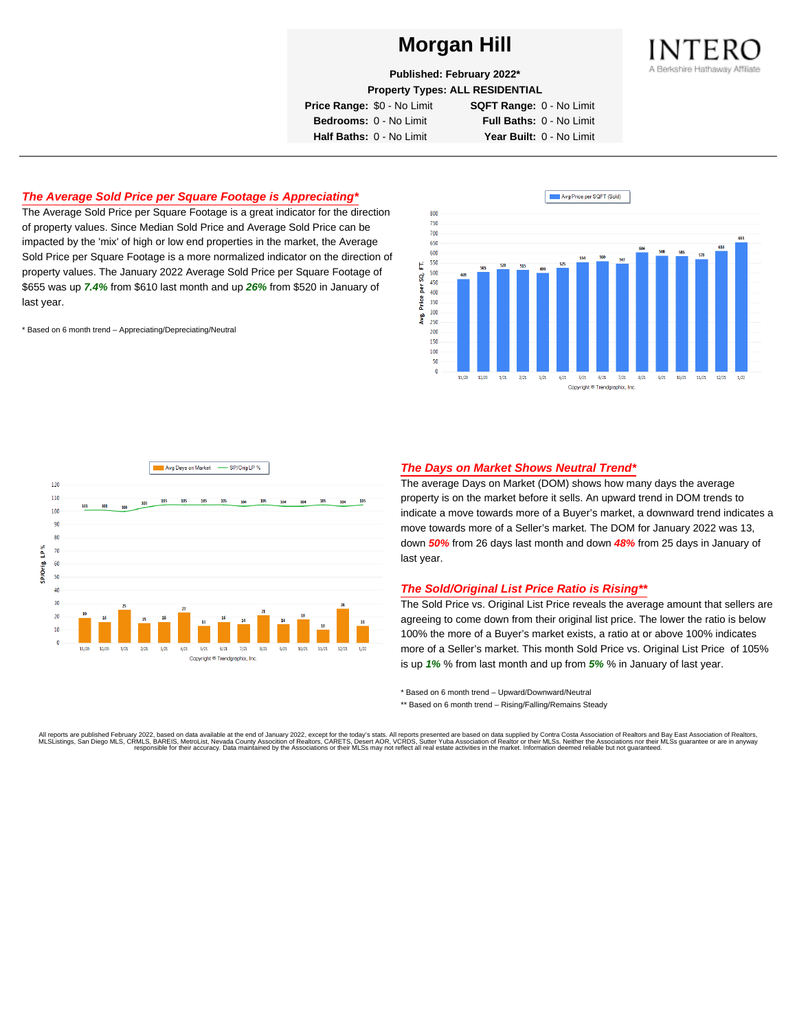# Morgan Hill

**Published: February 2022***

**Property Types: ALL RESIDENTIAL**

| | | | |
|---|---|---|---|
| **Price Range:** | $0 - No Limit | **SQFT Range:** | 0 - No Limit |
| **Bedrooms:** | 0 - No Limit | **Full Baths:** | 0 - No Limit |
| **Half Baths:** | 0 - No Limit | **Year Built:** | 0 - No Limit |

## *The Average Sold Price per Square Footage is Appreciating**

The Average Sold Price per Square Footage is a great indicator for the direction of property values. Since Median Sold Price and Average Sold Price can be impacted by the 'mix' of high or low end properties in the market, the Average Sold Price per Square Footage is a more normalized indicator on the direction of property values. The January 2022 Average Sold Price per Square Footage of $655 was up ***7.4%*** from $610 last month and up ***26%*** from $520 in January of last year.

* Based on 6 month trend – Appreciating/Depreciating/Neutral

## *The Days on Market Shows Neutral Trend**

The average Days on Market (DOM) shows how many days the average property is on the market before it sells. An upward trend in DOM trends to indicate a move towards more of a Buyer's market, a downward trend indicates a move towards more of a Seller's market. The DOM for January 2022 was 13, down ***50%*** from 26 days last month and down ***48%*** from 25 days in January of last year.

## *The Sold/Original List Price Ratio is Rising***

The Sold Price vs. Original List Price reveals the average amount that sellers are agreeing to come down from their original list price. The lower the ratio is below 100% the more of a Buyer's market exists, a ratio at or above 100% indicates more of a Seller's market. This month Sold Price vs. Original List Price of 105% is up ***1%*** % from last month and up from ***5%*** % in January of last year.

* Based on 6 month trend – Upward/Downward/Neutral

** Based on 6 month trend – Rising/Falling/Remains Steady

All reports are published February 2022, based on data available at the end of January 2022, except for the today's stats. All reports presented are based on data supplied by Contra Costa Association of Realtors and Bay East Association of Realtors, MLSListings, San Diego MLS, CRMLS, BAREIS, MetroList, Nevada County Association of Realtors, CARETS, Desert AOR, VCRDS, Sutter Yuba Association of Realtor or their MLSs. Neither the Associations nor their MLSs guarantee or are in anyway responsible for their accuracy. Data maintained by the Associations or their MLSs may not reflect all real estate activities in the market. Information deemed reliable but not guaranteed.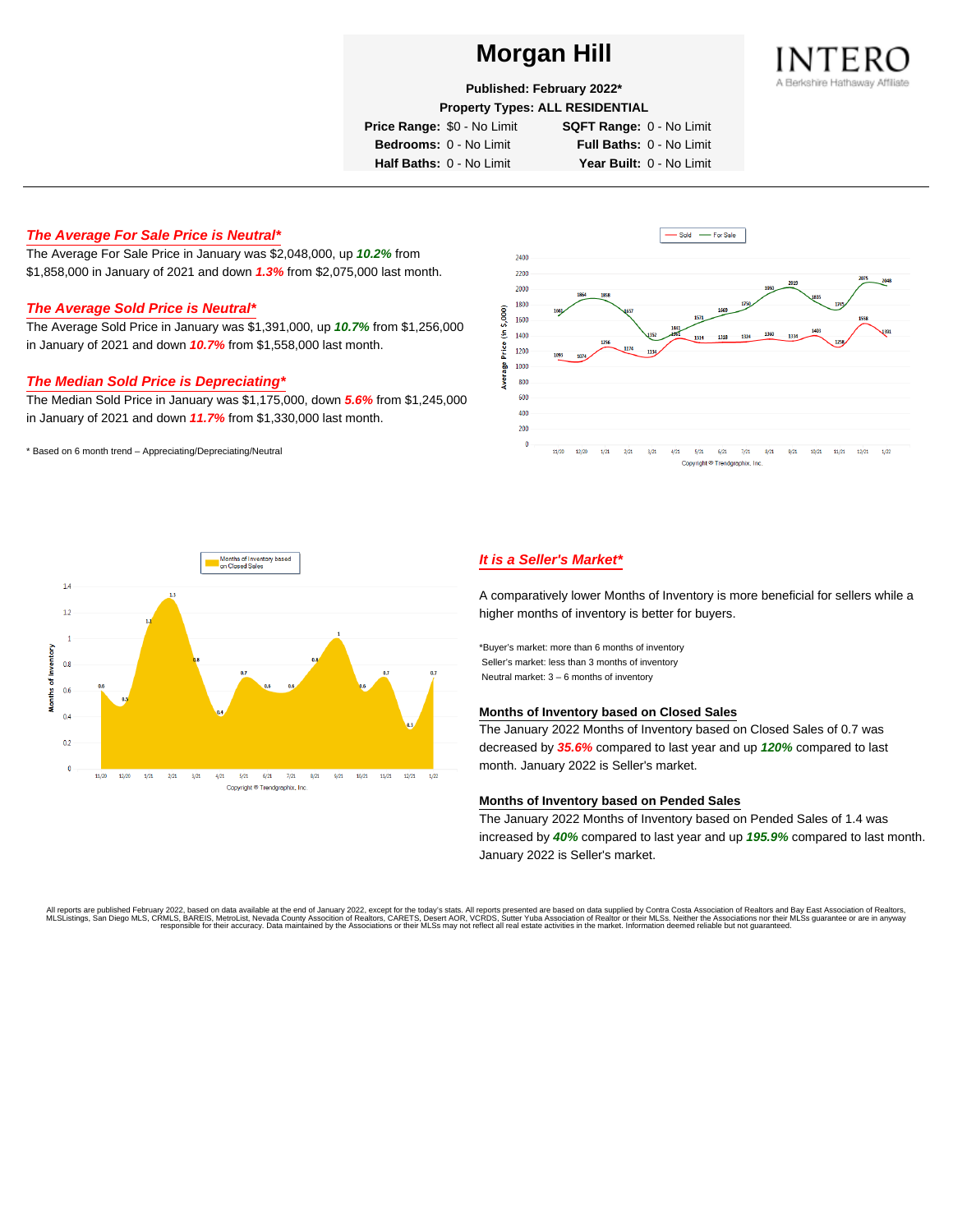# Morgan Hill

**Published: February 2022***

**Property Types: ALL RESIDENTIAL**

| | | | |
|---|---|---|---|
| **Price Range:** | $0 - No Limit | **SQFT Range:** | 0 - No Limit |
| **Bedrooms:** | 0 - No Limit | **Full Baths:** | 0 - No Limit |
| **Half Baths:** | 0 - No Limit | **Year Built:** | 0 - No Limit |

INTERO
A Berkshire Hathaway Affiliate

## *The Average For Sale Price is Neutral**

The Average For Sale Price in January was $2,048,000, up ***10.2%*** from $1,858,000 in January of 2021 and down ***1.3%*** from $2,075,000 last month.

## *The Average Sold Price is Neutral**

The Average Sold Price in January was $1,391,000, up ***10.7%*** from $1,256,000 in January of 2021 and down ***10.7%*** from $1,558,000 last month.

## *The Median Sold Price is Depreciating**

The Median Sold Price in January was $1,175,000, down ***5.6%*** from $1,245,000 in January of 2021 and down ***11.7%*** from $1,330,000 last month.

\* Based on 6 month trend – Appreciating/Depreciating/Neutral

## *It is a Seller's Market**

A comparatively lower Months of Inventory is more beneficial for sellers while a higher months of inventory is better for buyers.

*Buyer's market: more than 6 months of inventory
Seller's market: less than 3 months of inventory
Neutral market: 3 – 6 months of inventory

### Months of Inventory based on Closed Sales

The January 2022 Months of Inventory based on Closed Sales of 0.7 was decreased by ***35.6%*** compared to last year and up ***120%*** compared to last month. January 2022 is Seller's market.

### Months of Inventory based on Pended Sales

The January 2022 Months of Inventory based on Pended Sales of 1.4 was increased by ***40%*** compared to last year and up ***195.9%*** compared to last month. January 2022 is Seller's market.

All reports are published February 2022, based on data available at the end of January 2022, except for the today's stats. All reports presented are based on data supplied by Contra Costa Association of Realtors and Bay East Association of Realtors, MLSListings, San Diego MLS, CRMLS, BAREIS, MetroList, Nevada County Association of Realtors, CARETS, Desert AOR, VCRDS, Sutter Yuba Association of Realtor or their MLSs. Neither the Associations nor their MLSs guarantee or are in anyway responsible for their accuracy. Data maintained by the Associations or their MLSs may not reflect all real estate activities in the market. Information deemed reliable but not guaranteed.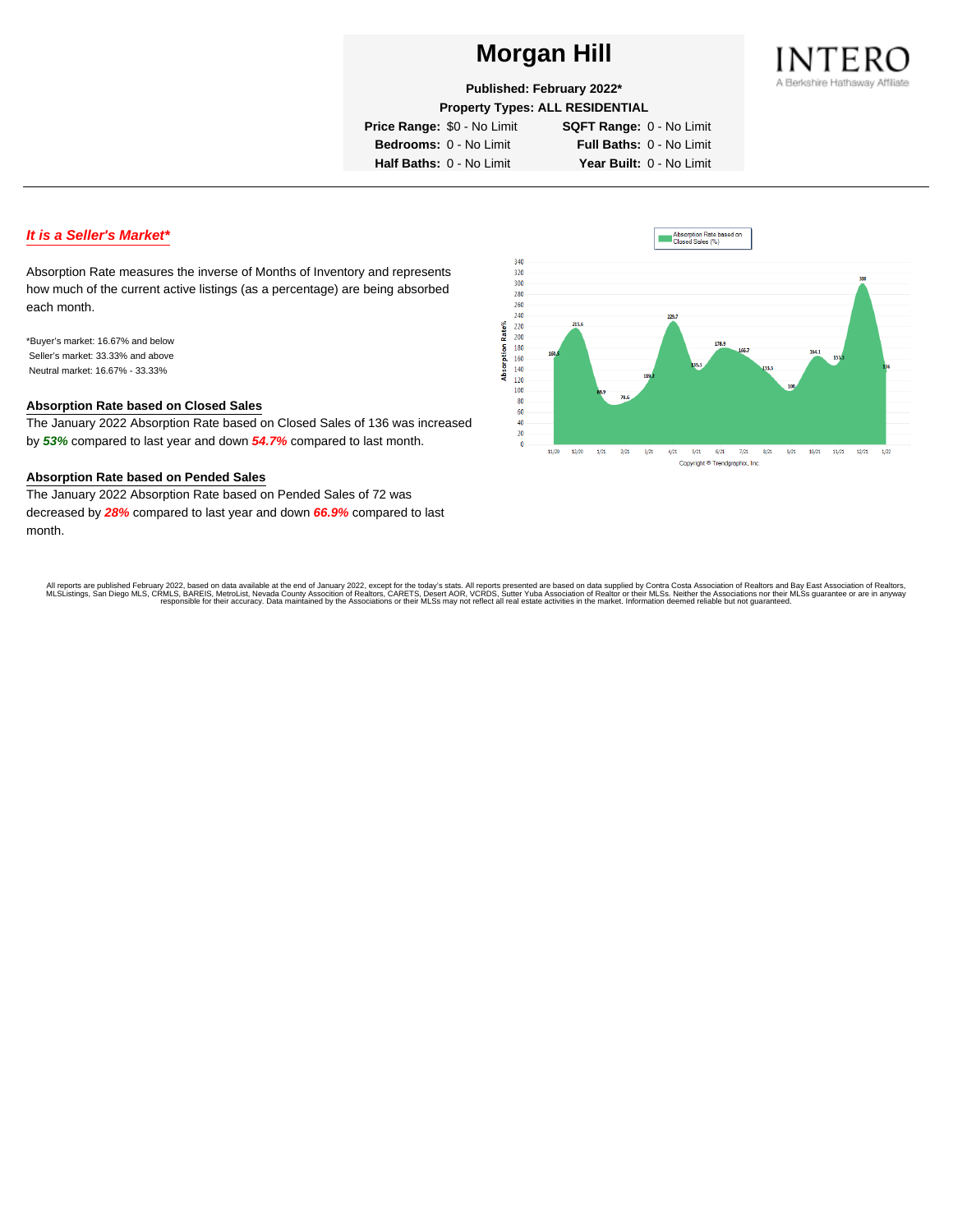# Morgan Hill

INTERO
A Berkshire Hathaway Affiliate

**Published: February 2022***

**Property Types: ALL RESIDENTIAL**

**Price Range:** $0 - No Limit **SQFT Range:** 0 - No Limit

**Bedrooms:** 0 - No Limit **Full Baths:** 0 - No Limit

**Half Baths:** 0 - No Limit **Year Built:** 0 - No Limit

---

## *It is a Seller's Market**

Absorption Rate measures the inverse of Months of Inventory and represents how much of the current active listings (as a percentage) are being absorbed each month.

*Buyer's market: 16.67% and below
Seller's market: 33.33% and above
Neutral market: 16.67% - 33.33%

### Absorption Rate based on Closed Sales

The January 2022 Absorption Rate based on Closed Sales of 136 was increased by ***53%*** compared to last year and down ***54.7%*** compared to last month.

### Absorption Rate based on Pended Sales

The January 2022 Absorption Rate based on Pended Sales of 72 was decreased by ***28%*** compared to last year and down ***66.9%*** compared to last month.

Absorption Rate based on Closed Sales (%)

Absorption Rate%

0 20 40 60 80 100 120 140 160 180 200 220 240 260 280 300 320 340

160.5 215.6 88.9 76.6 119.2 229.7 139.1 178.9 166.7 133.3 100 164.1 153.3 300 136

11/20 12/20 1/21 2/21 3/21 4/21 5/21 6/21 7/21 8/21 9/21 10/21 11/21 12/21 1/22

Copyright ® Trendgraphix, Inc.

All reports are published February 2022, based on data available at the end of January 2022, except for the today's stats. All reports presented are based on data supplied by Contra Costa Association of Realtors and Bay East Association of Realtors, MLSListings, San Diego MLS, CRMLS, BAREIS, MetroList, Nevada County Association of Realtors, CARETS, Desert AOR, VCRDS, Sutter Yuba Association of Realtor or their MLSs. Neither the Associations nor their MLSs guarantee or are in anyway responsible for their accuracy. Data maintained by the Associations or their MLSs may not reflect all real estate activities in the market. Information deemed reliable but not guaranteed.